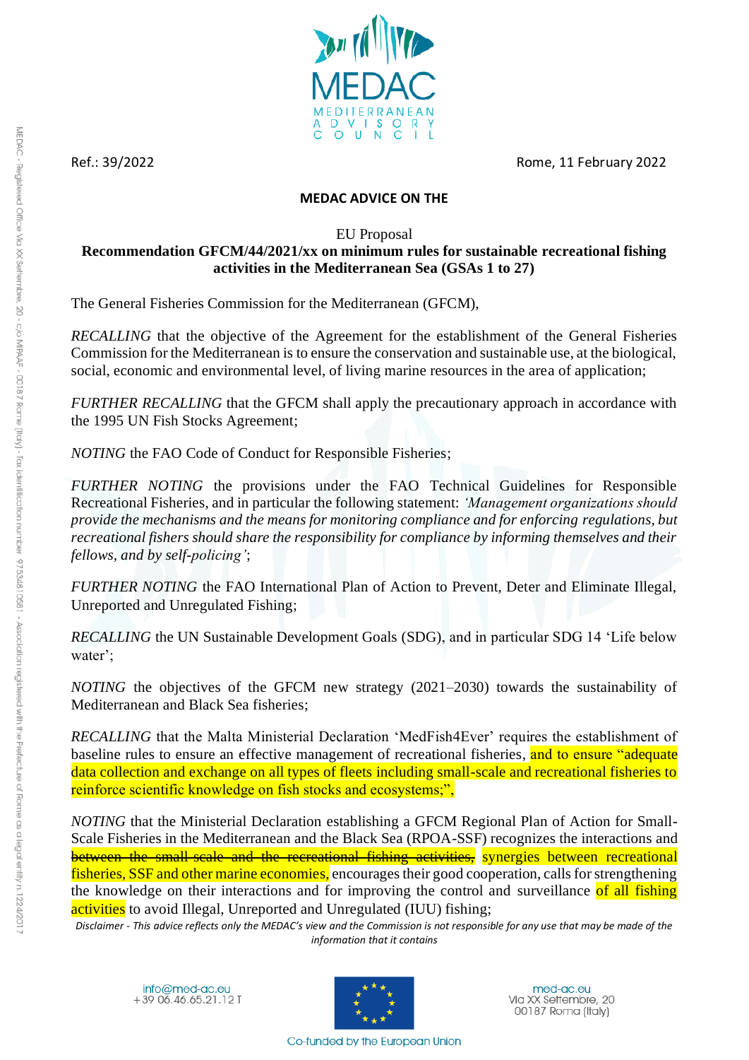Ref.: 39/2022 Rome, 11 February 2022

**MEDAC ADVICE ON THE**

EU Proposal

**Recommendation GFCM/44/2021/xx on minimum rules for sustainable recreational fishing activities in the Mediterranean Sea (GSAs 1 to 27)**

The General Fisheries Commission for the Mediterranean (GFCM),

*RECALLING* that the objective of the Agreement for the establishment of the General Fisheries Commission for the Mediterranean is to ensure the conservation and sustainable use, at the biological, social, economic and environmental level, of living marine resources in the area of application;

*FURTHER RECALLING* that the GFCM shall apply the precautionary approach in accordance with the 1995 UN Fish Stocks Agreement;

*NOTING* the FAO Code of Conduct for Responsible Fisheries;

*FURTHER NOTING* the provisions under the FAO Technical Guidelines for Responsible Recreational Fisheries, and in particular the following statement: *'Management organizations should provide the mechanisms and the means for monitoring compliance and for enforcing regulations, but recreational fishers should share the responsibility for compliance by informing themselves and their fellows, and by self-policing'*;

*FURTHER NOTING* the FAO International Plan of Action to Prevent, Deter and Eliminate Illegal, Unreported and Unregulated Fishing;

*RECALLING* the UN Sustainable Development Goals (SDG), and in particular SDG 14 'Life below water';

*NOTING* the objectives of the GFCM new strategy (2021–2030) towards the sustainability of Mediterranean and Black Sea fisheries;

*RECALLING* that the Malta Ministerial Declaration 'MedFish4Ever' requires the establishment of baseline rules to ensure an effective management of recreational fisheries, and to ensure "adequate data collection and exchange on all types of fleets including small-scale and recreational fisheries to reinforce scientific knowledge on fish stocks and ecosystems;",

*NOTING* that the Ministerial Declaration establishing a GFCM Regional Plan of Action for Small-Scale Fisheries in the Mediterranean and the Black Sea (RPOA-SSF) recognizes the interactions and ~~between the small-scale and the recreational fishing activities,~~ synergies between recreational fisheries, SSF and other marine economies, encourages their good cooperation, calls for strengthening the knowledge on their interactions and for improving the control and surveillance of all fishing activities to avoid Illegal, Unreported and Unregulated (IUU) fishing;

*Disclaimer - This advice reflects only the MEDAC's view and the Commission is not responsible for any use that may be made of the information that it contains*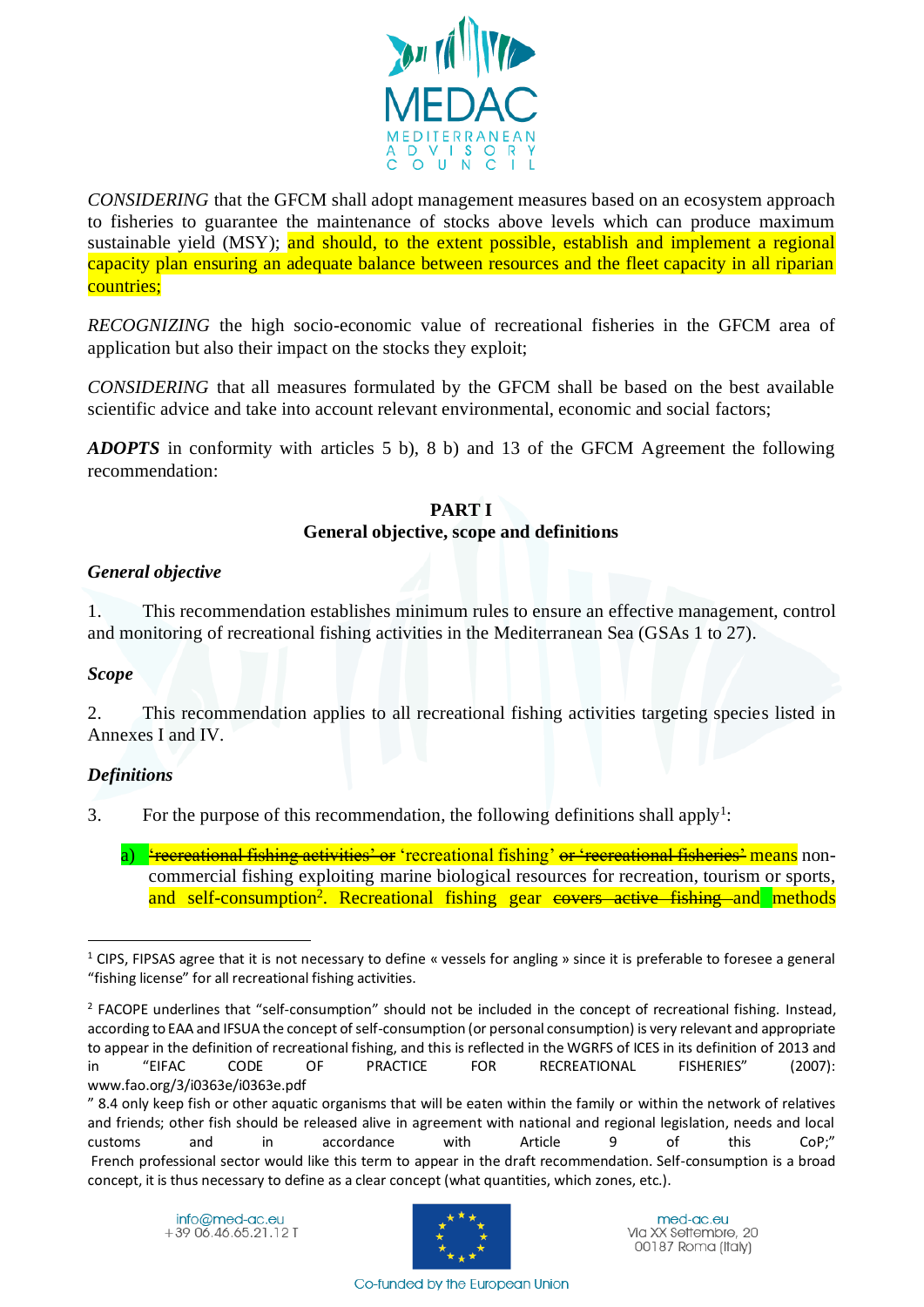*CONSIDERING* that the GFCM shall adopt management measures based on an ecosystem approach to fisheries to guarantee the maintenance of stocks above levels which can produce maximum sustainable yield (MSY); and should, to the extent possible, establish and implement a regional capacity plan ensuring an adequate balance between resources and the fleet capacity in all riparian countries;

*RECOGNIZING* the high socio-economic value of recreational fisheries in the GFCM area of application but also their impact on the stocks they exploit;

*CONSIDERING* that all measures formulated by the GFCM shall be based on the best available scientific advice and take into account relevant environmental, economic and social factors;

***ADOPTS*** in conformity with articles 5 b), 8 b) and 13 of the GFCM Agreement the following recommendation:

## PART I
## General objective, scope and definitions

### *General objective*

1. This recommendation establishes minimum rules to ensure an effective management, control and monitoring of recreational fishing activities in the Mediterranean Sea (GSAs 1 to 27).

### *Scope*

2. This recommendation applies to all recreational fishing activities targeting species listed in Annexes I and IV.

### *Definitions*

3. For the purpose of this recommendation, the following definitions shall apply[1]:

a) ~~'recreational fishing activities' or~~ 'recreational fishing' ~~or 'recreational fisheries'~~ means non-commercial fishing exploiting marine biological resources for recreation, tourism or sports, and self-consumption[2]. Recreational fishing gear ~~covers active fishing~~ and methods

---

[1] CIPS, FIPSAS agree that it is not necessary to define « vessels for angling » since it is preferable to foresee a general "fishing license" for all recreational fishing activities.

[2] FACOPE underlines that "self-consumption" should not be included in the concept of recreational fishing. Instead, according to EAA and IFSUA the concept of self-consumption (or personal consumption) is very relevant and appropriate to appear in the definition of recreational fishing, and this is reflected in the WGRFS of ICES in its definition of 2013 and in "EIFAC CODE OF PRACTICE FOR RECREATIONAL FISHERIES" (2007): www.fao.org/3/i0363e/i0363e.pdf

" 8.4 only keep fish or other aquatic organisms that will be eaten within the family or within the network of relatives and friends; other fish should be released alive in agreement with national and regional legislation, needs and local customs and in accordance with Article 9 of this CoP;"

French professional sector would like this term to appear in the draft recommendation. Self-consumption is a broad concept, it is thus necessary to define as a clear concept (what quantities, which zones, etc.).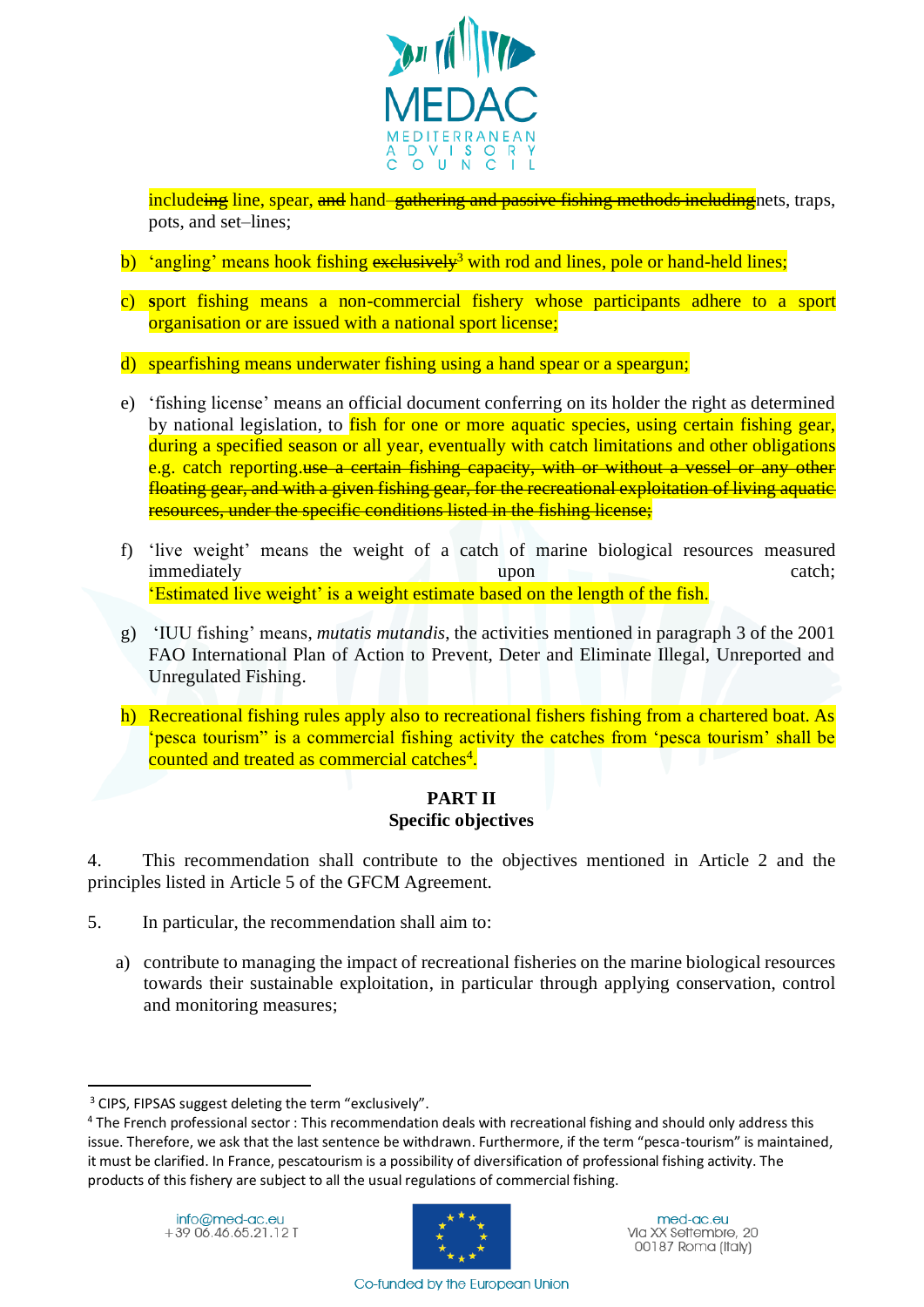includeing line, spear, ~~and~~ hand ~~gathering and passive fishing methods including~~nets, traps, pots, and set–lines;

b) 'angling' means hook fishing ~~exclusively~~[3] with rod and lines, pole or hand-held lines;

c) sport fishing means a non-commercial fishery whose participants adhere to a sport organisation or are issued with a national sport license;

d) spearfishing means underwater fishing using a hand spear or a speargun;

e) 'fishing license' means an official document conferring on its holder the right as determined by national legislation, to fish for one or more aquatic species, using certain fishing gear, during a specified season or all year, eventually with catch limitations and other obligations e.g. catch reporting.~~use a certain fishing capacity, with or without a vessel or any other floating gear, and with a given fishing gear, for the recreational exploitation of living aquatic resources, under the specific conditions listed in the fishing license;~~

f) 'live weight' means the weight of a catch of marine biological resources measured immediately upon catch;
'Estimated live weight' is a weight estimate based on the length of the fish.

g) 'IUU fishing' means, *mutatis mutandis*, the activities mentioned in paragraph 3 of the 2001 FAO International Plan of Action to Prevent, Deter and Eliminate Illegal, Unreported and Unregulated Fishing.

h) Recreational fishing rules apply also to recreational fishers fishing from a chartered boat. As 'pesca tourism" is a commercial fishing activity the catches from 'pesca tourism' shall be counted and treated as commercial catches[4].

## PART II
## Specific objectives

4. This recommendation shall contribute to the objectives mentioned in Article 2 and the principles listed in Article 5 of the GFCM Agreement.

5. In particular, the recommendation shall aim to:

a) contribute to managing the impact of recreational fisheries on the marine biological resources towards their sustainable exploitation, in particular through applying conservation, control and monitoring measures;

---

[3] CIPS, FIPSAS suggest deleting the term "exclusively".

[4] The French professional sector : This recommendation deals with recreational fishing and should only address this issue. Therefore, we ask that the last sentence be withdrawn. Furthermore, if the term "pesca-tourism" is maintained, it must be clarified. In France, pescatourism is a possibility of diversification of professional fishing activity. The products of this fishery are subject to all the usual regulations of commercial fishing.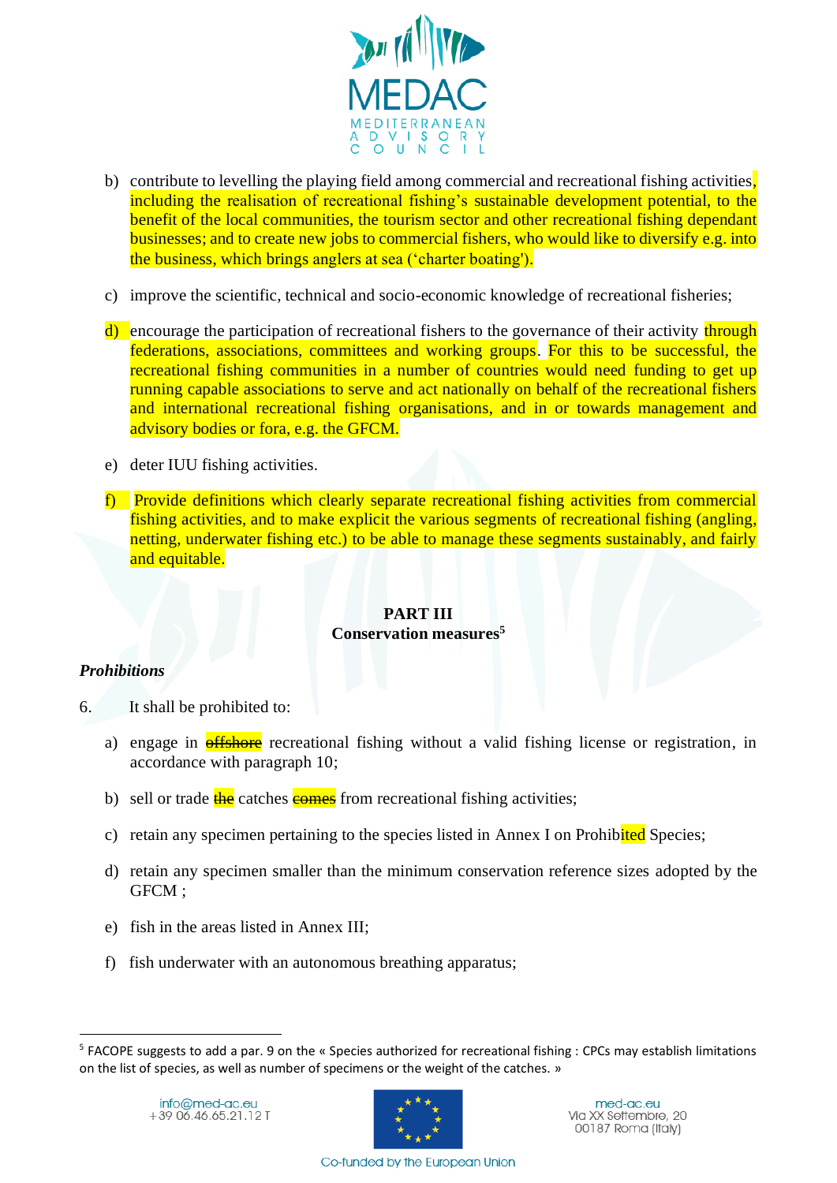b) contribute to levelling the playing field among commercial and recreational fishing activities, including the realisation of recreational fishing's sustainable development potential, to the benefit of the local communities, the tourism sector and other recreational fishing dependant businesses; and to create new jobs to commercial fishers, who would like to diversify e.g. into the business, which brings anglers at sea ('charter boating').

c) improve the scientific, technical and socio-economic knowledge of recreational fisheries;

d) encourage the participation of recreational fishers to the governance of their activity through federations, associations, committees and working groups. For this to be successful, the recreational fishing communities in a number of countries would need funding to get up running capable associations to serve and act nationally on behalf of the recreational fishers and international recreational fishing organisations, and in or towards management and advisory bodies or fora, e.g. the GFCM.

e) deter IUU fishing activities.

f) Provide definitions which clearly separate recreational fishing activities from commercial fishing activities, and to make explicit the various segments of recreational fishing (angling, netting, underwater fishing etc.) to be able to manage these segments sustainably, and fairly and equitable.

## PART III
## Conservation measures[5]

### *Prohibitions*

6. It shall be prohibited to:

a) engage in ~~offshore~~ recreational fishing without a valid fishing license or registration, in accordance with paragraph 10;

b) sell or trade ~~the~~ catches ~~comes~~ from recreational fishing activities;

c) retain any specimen pertaining to the species listed in Annex I on Prohibited Species;

d) retain any specimen smaller than the minimum conservation reference sizes adopted by the GFCM ;

e) fish in the areas listed in Annex III;

f) fish underwater with an autonomous breathing apparatus;

---

[5] FACOPE suggests to add a par. 9 on the « Species authorized for recreational fishing : CPCs may establish limitations on the list of species, as well as number of specimens or the weight of the catches. »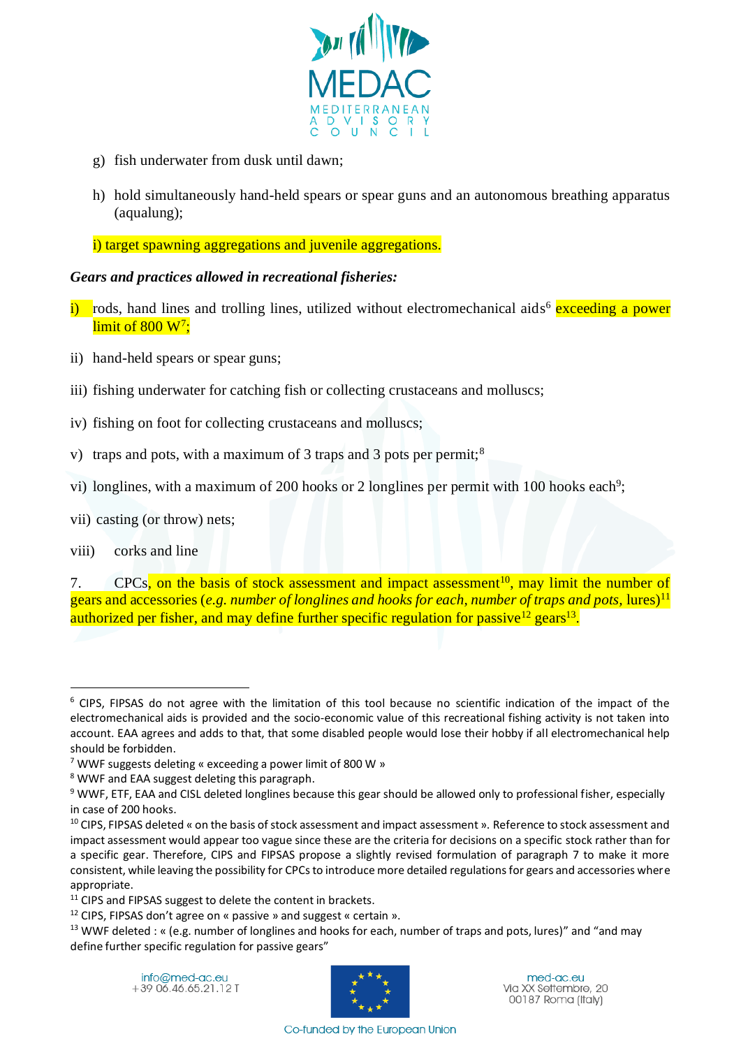g) fish underwater from dusk until dawn;

h) hold simultaneously hand-held spears or spear guns and an autonomous breathing apparatus (aqualung);

i) target spawning aggregations and juvenile aggregations.

***Gears and practices allowed in recreational fisheries:***

i) rods, hand lines and trolling lines, utilized without electromechanical aids[6] exceeding a power limit of 800 W[7];

ii) hand-held spears or spear guns;

iii) fishing underwater for catching fish or collecting crustaceans and molluscs;

iv) fishing on foot for collecting crustaceans and molluscs;

v) traps and pots, with a maximum of 3 traps and 3 pots per permit;[8]

vi) longlines, with a maximum of 200 hooks or 2 longlines per permit with 100 hooks each[9];

vii) casting (or throw) nets;

viii) corks and line

7. CPCs, on the basis of stock assessment and impact assessment[10], may limit the number of gears and accessories (*e.g. number of longlines and hooks for each, number of traps and pots*, lures)[11] authorized per fisher, and may define further specific regulation for passive[12] gears[13].

---

[6] CIPS, FIPSAS do not agree with the limitation of this tool because no scientific indication of the impact of the electromechanical aids is provided and the socio-economic value of this recreational fishing activity is not taken into account. EAA agrees and adds to that, that some disabled people would lose their hobby if all electromechanical help should be forbidden.

[7] WWF suggests deleting « exceeding a power limit of 800 W »

[8] WWF and EAA suggest deleting this paragraph.

[9] WWF, ETF, EAA and CISL deleted longlines because this gear should be allowed only to professional fisher, especially in case of 200 hooks.

[10] CIPS, FIPSAS deleted « on the basis of stock assessment and impact assessment ». Reference to stock assessment and impact assessment would appear too vague since these are the criteria for decisions on a specific stock rather than for a specific gear. Therefore, CIPS and FIPSAS propose a slightly revised formulation of paragraph 7 to make it more consistent, while leaving the possibility for CPCs to introduce more detailed regulations for gears and accessories where appropriate.

[11] CIPS and FIPSAS suggest to delete the content in brackets.

[12] CIPS, FIPSAS don't agree on « passive » and suggest « certain ».

[13] WWF deleted : « (e.g. number of longlines and hooks for each, number of traps and pots, lures)" and "and may define further specific regulation for passive gears"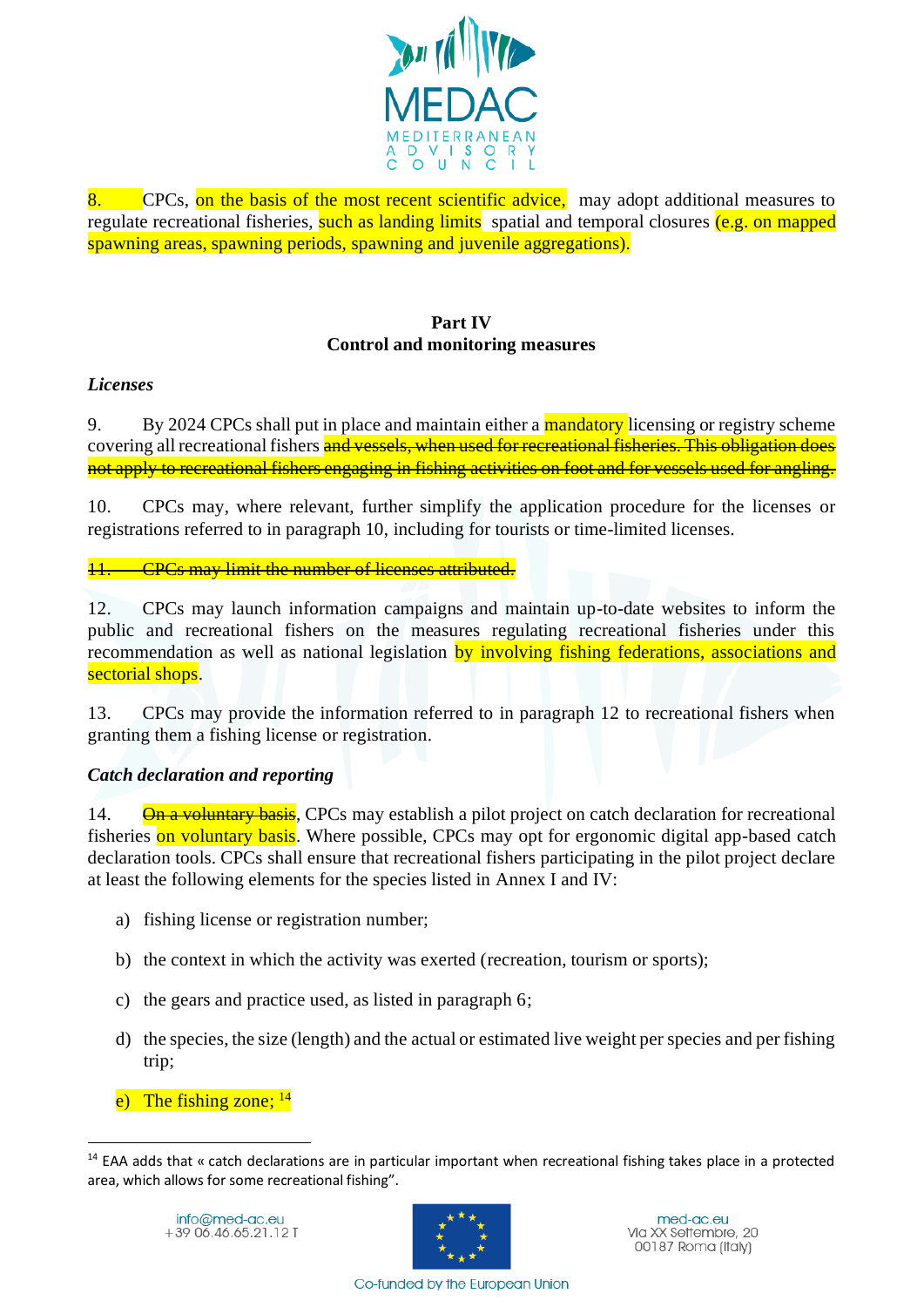8. CPCs, on the basis of the most recent scientific advice, may adopt additional measures to regulate recreational fisheries, such as landing limits spatial and temporal closures (e.g. on mapped spawning areas, spawning periods, spawning and juvenile aggregations).

**Part IV**
**Control and monitoring measures**

***Licenses***

9. By 2024 CPCs shall put in place and maintain either a mandatory licensing or registry scheme covering all recreational fishers ~~and vessels, when used for recreational fisheries. This obligation does not apply to recreational fishers engaging in fishing activities on foot and for vessels used for angling.~~

10. CPCs may, where relevant, further simplify the application procedure for the licenses or registrations referred to in paragraph 10, including for tourists or time-limited licenses.

~~11. CPCs may limit the number of licenses attributed.~~

12. CPCs may launch information campaigns and maintain up-to-date websites to inform the public and recreational fishers on the measures regulating recreational fisheries under this recommendation as well as national legislation by involving fishing federations, associations and sectorial shops.

13. CPCs may provide the information referred to in paragraph 12 to recreational fishers when granting them a fishing license or registration.

***Catch declaration and reporting***

14. ~~On a voluntary basis~~, CPCs may establish a pilot project on catch declaration for recreational fisheries on voluntary basis. Where possible, CPCs may opt for ergonomic digital app-based catch declaration tools. CPCs shall ensure that recreational fishers participating in the pilot project declare at least the following elements for the species listed in Annex I and IV:

a) fishing license or registration number;

b) the context in which the activity was exerted (recreation, tourism or sports);

c) the gears and practice used, as listed in paragraph 6;

d) the species, the size (length) and the actual or estimated live weight per species and per fishing trip;

e) The fishing zone; [14]

[14] EAA adds that « catch declarations are in particular important when recreational fishing takes place in a protected area, which allows for some recreational fishing".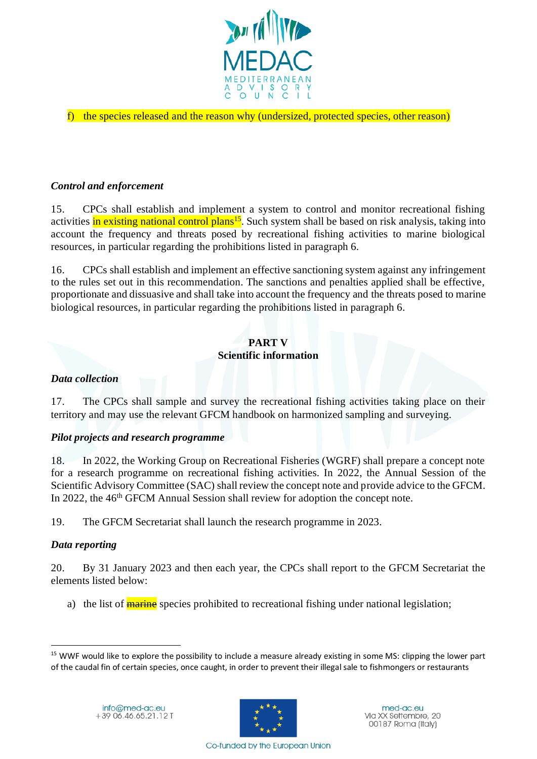f) the species released and the reason why (undersized, protected species, other reason)

*Control and enforcement*

15. CPCs shall establish and implement a system to control and monitor recreational fishing activities in existing national control plans[15]. Such system shall be based on risk analysis, taking into account the frequency and threats posed by recreational fishing activities to marine biological resources, in particular regarding the prohibitions listed in paragraph 6.

16. CPCs shall establish and implement an effective sanctioning system against any infringement to the rules set out in this recommendation. The sanctions and penalties applied shall be effective, proportionate and dissuasive and shall take into account the frequency and the threats posed to marine biological resources, in particular regarding the prohibitions listed in paragraph 6.

## PART V
## Scientific information

*Data collection*

17. The CPCs shall sample and survey the recreational fishing activities taking place on their territory and may use the relevant GFCM handbook on harmonized sampling and surveying.

*Pilot projects and research programme*

18. In 2022, the Working Group on Recreational Fisheries (WGRF) shall prepare a concept note for a research programme on recreational fishing activities. In 2022, the Annual Session of the Scientific Advisory Committee (SAC) shall review the concept note and provide advice to the GFCM. In 2022, the 46th GFCM Annual Session shall review for adoption the concept note.

19. The GFCM Secretariat shall launch the research programme in 2023.

*Data reporting*

20. By 31 January 2023 and then each year, the CPCs shall report to the GFCM Secretariat the elements listed below:

a) the list of ~~marine~~ species prohibited to recreational fishing under national legislation;

[15] WWF would like to explore the possibility to include a measure already existing in some MS: clipping the lower part of the caudal fin of certain species, once caught, in order to prevent their illegal sale to fishmongers or restaurants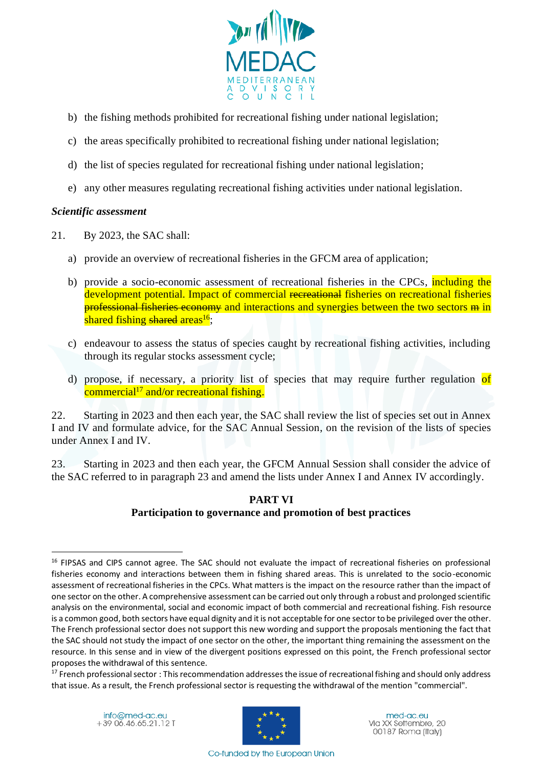b) the fishing methods prohibited for recreational fishing under national legislation;

c) the areas specifically prohibited to recreational fishing under national legislation;

d) the list of species regulated for recreational fishing under national legislation;

e) any other measures regulating recreational fishing activities under national legislation.

***Scientific assessment***

21. By 2023, the SAC shall:

a) provide an overview of recreational fisheries in the GFCM area of application;

b) provide a socio-economic assessment of recreational fisheries in the CPCs, including the development potential. Impact of commercial ~~recreational~~ fisheries on recreational fisheries ~~professional fisheries economy~~ and interactions and synergies between the two sectors ~~m~~ in shared fishing ~~shared~~ areas[16];

c) endeavour to assess the status of species caught by recreational fishing activities, including through its regular stocks assessment cycle;

d) propose, if necessary, a priority list of species that may require further regulation of commercial[17] and/or recreational fishing.

22. Starting in 2023 and then each year, the SAC shall review the list of species set out in Annex I and IV and formulate advice, for the SAC Annual Session, on the revision of the lists of species under Annex I and IV.

23. Starting in 2023 and then each year, the GFCM Annual Session shall consider the advice of the SAC referred to in paragraph 23 and amend the lists under Annex I and Annex IV accordingly.

**PART VI**
**Participation to governance and promotion of best practices**

---

[16] FIPSAS and CIPS cannot agree. The SAC should not evaluate the impact of recreational fisheries on professional fisheries economy and interactions between them in fishing shared areas. This is unrelated to the socio-economic assessment of recreational fisheries in the CPCs. What matters is the impact on the resource rather than the impact of one sector on the other. A comprehensive assessment can be carried out only through a robust and prolonged scientific analysis on the environmental, social and economic impact of both commercial and recreational fishing. Fish resource is a common good, both sectors have equal dignity and it is not acceptable for one sector to be privileged over the other. The French professional sector does not support this new wording and support the proposals mentioning the fact that the SAC should not study the impact of one sector on the other, the important thing remaining the assessment on the resource. In this sense and in view of the divergent positions expressed on this point, the French professional sector proposes the withdrawal of this sentence.

[17] French professional sector : This recommendation addresses the issue of recreational fishing and should only address that issue. As a result, the French professional sector is requesting the withdrawal of the mention "commercial".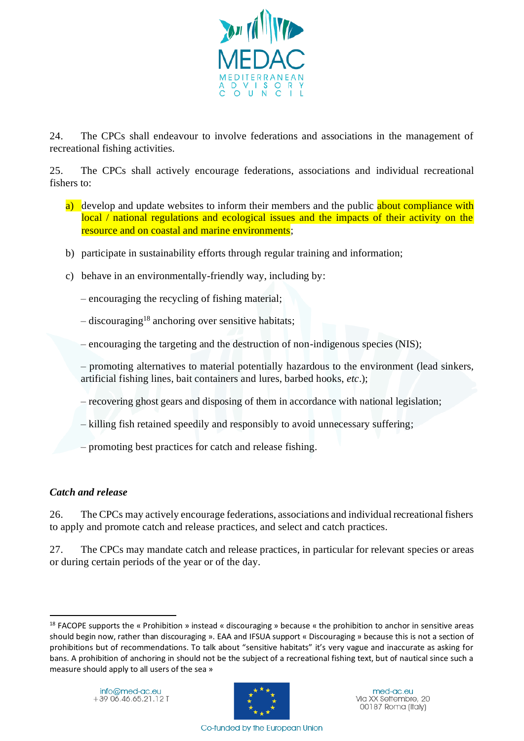24. The CPCs shall endeavour to involve federations and associations in the management of recreational fishing activities.

25. The CPCs shall actively encourage federations, associations and individual recreational fishers to:

a) develop and update websites to inform their members and the public about compliance with local / national regulations and ecological issues and the impacts of their activity on the resource and on coastal and marine environments;

b) participate in sustainability efforts through regular training and information;

c) behave in an environmentally-friendly way, including by:

– encouraging the recycling of fishing material;

– discouraging[18] anchoring over sensitive habitats;

– encouraging the targeting and the destruction of non-indigenous species (NIS);

– promoting alternatives to material potentially hazardous to the environment (lead sinkers, artificial fishing lines, bait containers and lures, barbed hooks, *etc*.);

– recovering ghost gears and disposing of them in accordance with national legislation;

– killing fish retained speedily and responsibly to avoid unnecessary suffering;

– promoting best practices for catch and release fishing.

### *Catch and release*

26. The CPCs may actively encourage federations, associations and individual recreational fishers to apply and promote catch and release practices, and select and catch practices.

27. The CPCs may mandate catch and release practices, in particular for relevant species or areas or during certain periods of the year or of the day.

---

[18] FACOPE supports the « Prohibition » instead « discouraging » because « the prohibition to anchor in sensitive areas should begin now, rather than discouraging ». EAA and IFSUA support « Discouraging » because this is not a section of prohibitions but of recommendations. To talk about "sensitive habitats" it's very vague and inaccurate as asking for bans. A prohibition of anchoring in should not be the subject of a recreational fishing text, but of nautical since such a measure should apply to all users of the sea »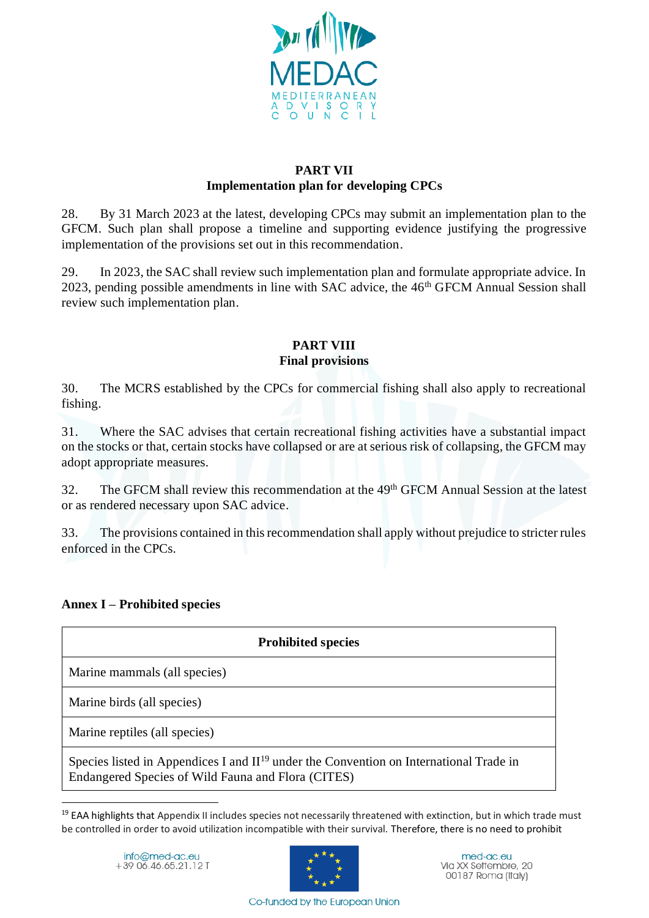## PART VII
### Implementation plan for developing CPCs

28. By 31 March 2023 at the latest, developing CPCs may submit an implementation plan to the GFCM. Such plan shall propose a timeline and supporting evidence justifying the progressive implementation of the provisions set out in this recommendation.

29. In 2023, the SAC shall review such implementation plan and formulate appropriate advice. In 2023, pending possible amendments in line with SAC advice, the 46th GFCM Annual Session shall review such implementation plan.

## PART VIII
### Final provisions

30. The MCRS established by the CPCs for commercial fishing shall also apply to recreational fishing.

31. Where the SAC advises that certain recreational fishing activities have a substantial impact on the stocks or that, certain stocks have collapsed or are at serious risk of collapsing, the GFCM may adopt appropriate measures.

32. The GFCM shall review this recommendation at the 49th GFCM Annual Session at the latest or as rendered necessary upon SAC advice.

33. The provisions contained in this recommendation shall apply without prejudice to stricter rules enforced in the CPCs.

**Annex I – Prohibited species**

| Prohibited species |
|---|
| Marine mammals (all species) |
| Marine birds (all species) |
| Marine reptiles (all species) |
| Species listed in Appendices I and II[19] under the Convention on International Trade in Endangered Species of Wild Fauna and Flora (CITES) |

[19] EAA highlights that Appendix II includes species not necessarily threatened with extinction, but in which trade must be controlled in order to avoid utilization incompatible with their survival. Therefore, there is no need to prohibit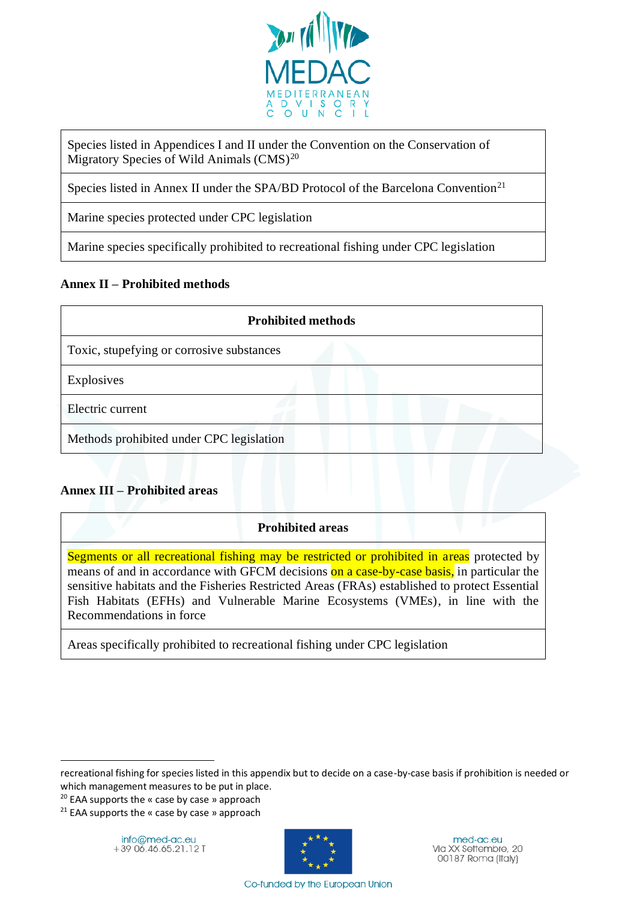| Species listed in Appendices I and II under the Convention on the Conservation of Migratory Species of Wild Animals (CMS)[20] |
|---|
| Species listed in Annex II under the SPA/BD Protocol of the Barcelona Convention[21] |
| Marine species protected under CPC legislation |
| Marine species specifically prohibited to recreational fishing under CPC legislation |

**Annex II – Prohibited methods**

| Prohibited methods |
|---|
| Toxic, stupefying or corrosive substances |
| Explosives |
| Electric current |
| Methods prohibited under CPC legislation |

**Annex III – Prohibited areas**

| Prohibited areas |
|---|
| Segments or all recreational fishing may be restricted or prohibited in areas protected by means of and in accordance with GFCM decisions on a case-by-case basis, in particular the sensitive habitats and the Fisheries Restricted Areas (FRAs) established to protect Essential Fish Habitats (EFHs) and Vulnerable Marine Ecosystems (VMEs), in line with the Recommendations in force |
| Areas specifically prohibited to recreational fishing under CPC legislation |

recreational fishing for species listed in this appendix but to decide on a case-by-case basis if prohibition is needed or which management measures to be put in place.

[20] EAA supports the « case by case » approach

[21] EAA supports the « case by case » approach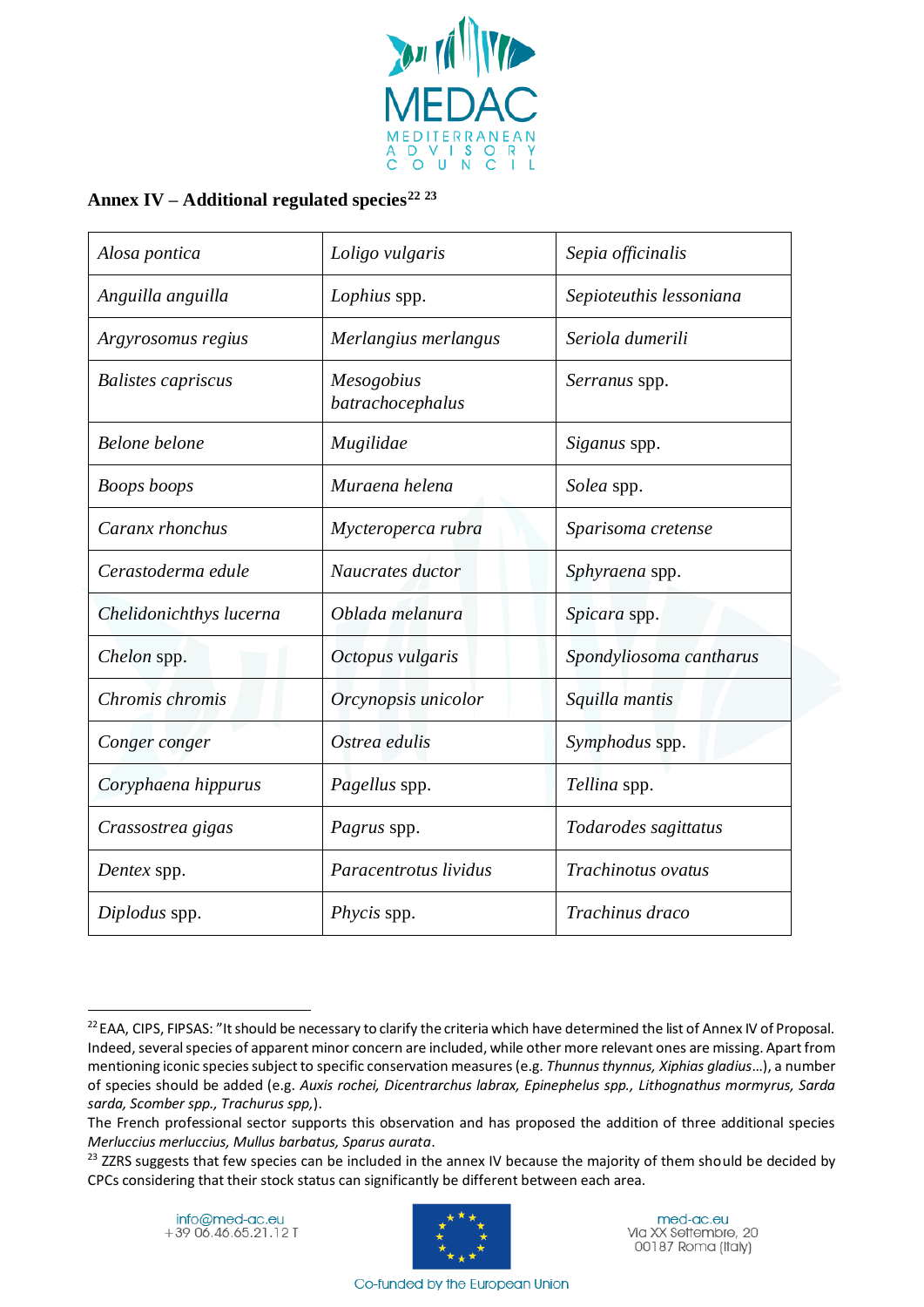## Annex IV – Additional regulated species[22] [23]

| | | |
|---|---|---|
| *Alosa pontica* | *Loligo vulgaris* | *Sepia officinalis* |
| *Anguilla anguilla* | *Lophius* spp. | *Sepioteuthis lessoniana* |
| *Argyrosomus regius* | *Merlangius merlangus* | *Seriola dumerili* |
| *Balistes capriscus* | *Mesogobius batrachocephalus* | *Serranus* spp. |
| *Belone belone* | *Mugilidae* | *Siganus* spp. |
| *Boops boops* | *Muraena helena* | *Solea* spp. |
| *Caranx rhonchus* | *Mycteroperca rubra* | *Sparisoma cretense* |
| *Cerastoderma edule* | *Naucrates ductor* | *Sphyraena* spp. |
| *Chelidonichthys lucerna* | *Oblada melanura* | *Spicara* spp. |
| *Chelon* spp. | *Octopus vulgaris* | *Spondyliosoma cantharus* |
| *Chromis chromis* | *Orcynopsis unicolor* | *Squilla mantis* |
| *Conger conger* | *Ostrea edulis* | *Symphodus* spp. |
| *Coryphaena hippurus* | *Pagellus* spp. | *Tellina* spp. |
| *Crassostrea gigas* | *Pagrus* spp. | *Todarodes sagittatus* |
| *Dentex* spp. | *Paracentrotus lividus* | *Trachinotus ovatus* |
| *Diplodus* spp. | *Phycis* spp. | *Trachinus draco* |

[22] EAA, CIPS, FIPSAS: "It should be necessary to clarify the criteria which have determined the list of Annex IV of Proposal. Indeed, several species of apparent minor concern are included, while other more relevant ones are missing. Apart from mentioning iconic species subject to specific conservation measures (e.g. *Thunnus thynnus, Xiphias gladius*…), a number of species should be added (e.g. *Auxis rochei, Dicentrarchus labrax, Epinephelus spp., Lithognathus mormyrus, Sarda sarda, Scomber spp., Trachurus spp,*).
The French professional sector supports this observation and has proposed the addition of three additional species *Merluccius merluccius, Mullus barbatus, Sparus aurata*.

[23] ZZRS suggests that few species can be included in the annex IV because the majority of them should be decided by CPCs considering that their stock status can significantly be different between each area.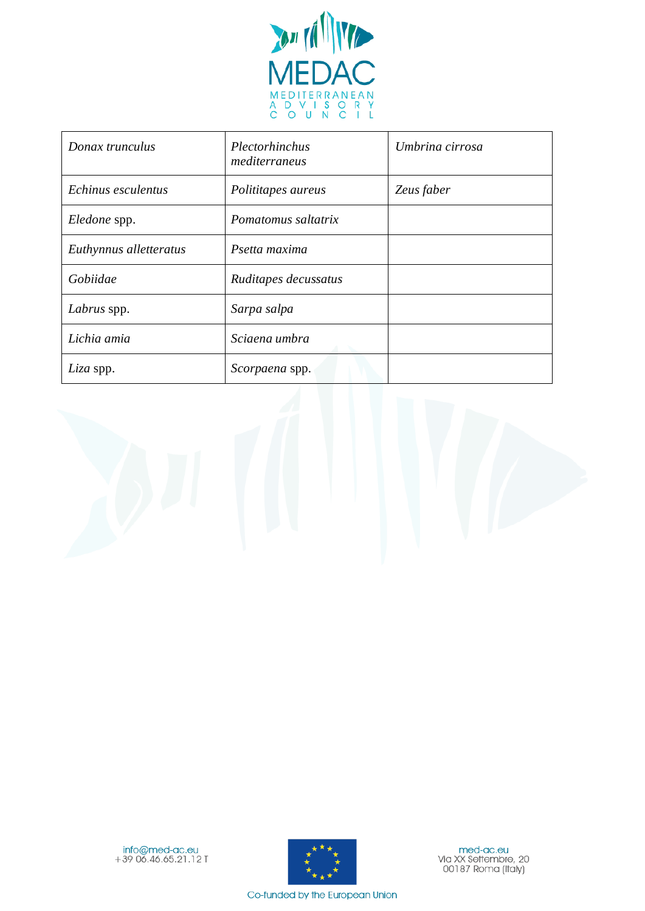| | | |
|---|---|---|
| *Donax trunculus* | *Plectorhinchus mediterraneus* | *Umbrina cirrosa* |
| *Echinus esculentus* | *Polititapes aureus* | *Zeus faber* |
| *Eledone* spp. | *Pomatomus saltatrix* | |
| *Euthynnus alletteratus* | *Psetta maxima* | |
| *Gobiidae* | *Ruditapes decussatus* | |
| *Labrus* spp. | *Sarpa salpa* | |
| *Lichia amia* | *Sciaena umbra* | |
| *Liza* spp. | *Scorpaena* spp. | |